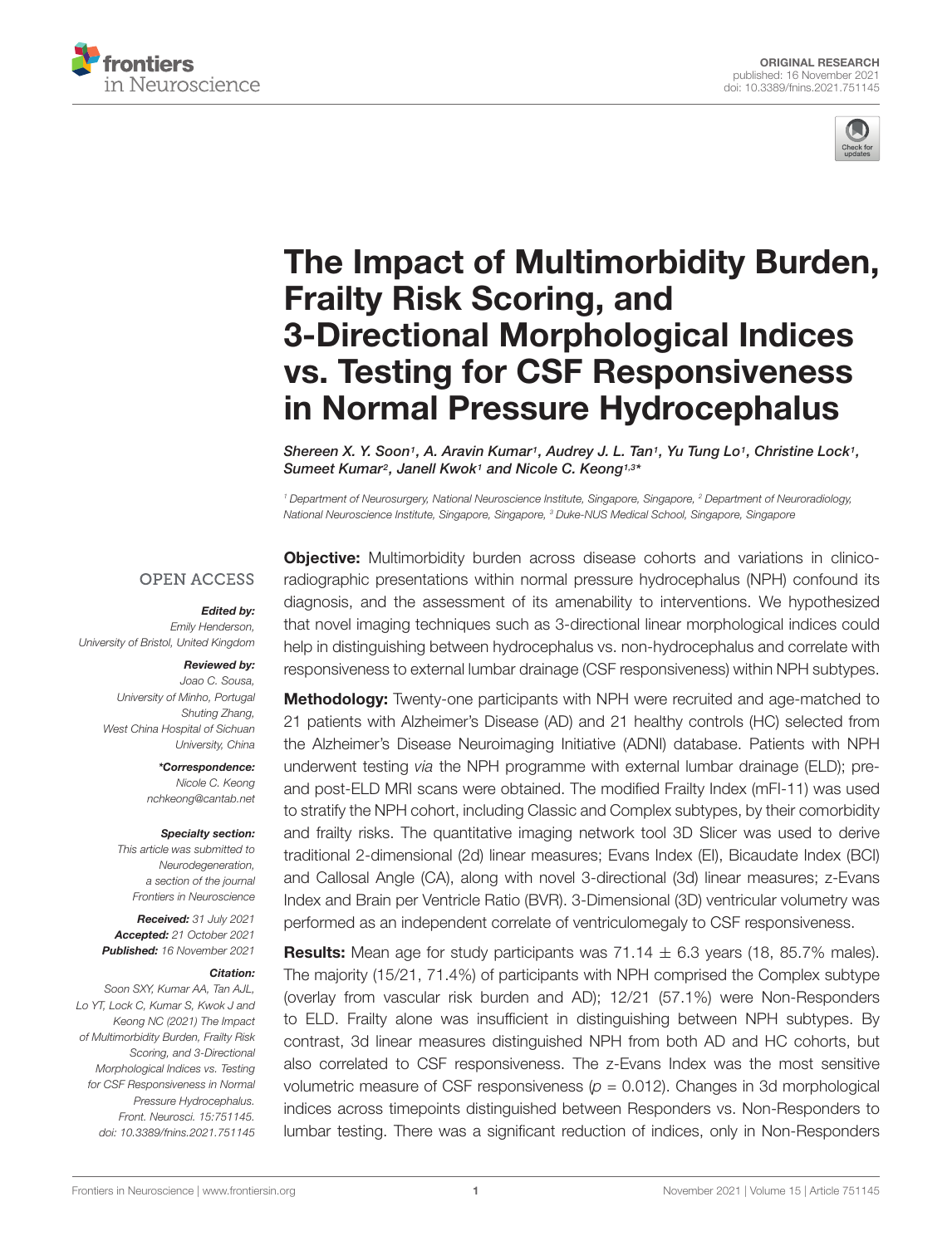ORIGINAL RESEARCH
published: 16 November 2021
doi: 10.3389/fnins.2021.751145

# The Impact of Multimorbidity Burden, Frailty Risk Scoring, and 3-Directional Morphological Indices vs. Testing for CSF Responsiveness in Normal Pressure Hydrocephalus

*Shereen X. Y. Soon[1], A. Aravin Kumar[1], Audrey J. L. Tan[1], Yu Tung Lo[1], Christine Lock[1], Sumeet Kumar[2], Janell Kwok[1] and Nicole C. Keong[1,3]**

[1] Department of Neurosurgery, National Neuroscience Institute, Singapore, Singapore, [2] Department of Neuroradiology, National Neuroscience Institute, Singapore, Singapore, [3] Duke-NUS Medical School, Singapore, Singapore

OPEN ACCESS

***Edited by:***
Emily Henderson,
University of Bristol, United Kingdom

***Reviewed by:***
Joao C. Sousa,
University of Minho, Portugal
Shuting Zhang,
West China Hospital of Sichuan University, China

***\*Correspondence:***
Nicole C. Keong
nchkeong@cantab.net

***Specialty section:***
This article was submitted to Neurodegeneration, a section of the journal Frontiers in Neuroscience

***Received:*** 31 July 2021
***Accepted:*** 21 October 2021
***Published:*** 16 November 2021

***Citation:***
Soon SXY, Kumar AA, Tan AJL, Lo YT, Lock C, Kumar S, Kwok J and Keong NC (2021) The Impact of Multimorbidity Burden, Frailty Risk Scoring, and 3-Directional Morphological Indices vs. Testing for CSF Responsiveness in Normal Pressure Hydrocephalus. Front. Neurosci. 15:751145. doi: 10.3389/fnins.2021.751145

**Objective:** Multimorbidity burden across disease cohorts and variations in clinico-radiographic presentations within normal pressure hydrocephalus (NPH) confound its diagnosis, and the assessment of its amenability to interventions. We hypothesized that novel imaging techniques such as 3-directional linear morphological indices could help in distinguishing between hydrocephalus vs. non-hydrocephalus and correlate with responsiveness to external lumbar drainage (CSF responsiveness) within NPH subtypes.

**Methodology:** Twenty-one participants with NPH were recruited and age-matched to 21 patients with Alzheimer's Disease (AD) and 21 healthy controls (HC) selected from the Alzheimer's Disease Neuroimaging Initiative (ADNI) database. Patients with NPH underwent testing *via* the NPH programme with external lumbar drainage (ELD); pre- and post-ELD MRI scans were obtained. The modified Frailty Index (mFI-11) was used to stratify the NPH cohort, including Classic and Complex subtypes, by their comorbidity and frailty risks. The quantitative imaging network tool 3D Slicer was used to derive traditional 2-dimensional (2d) linear measures; Evans Index (EI), Bicaudate Index (BCI) and Callosal Angle (CA), along with novel 3-directional (3d) linear measures; z-Evans Index and Brain per Ventricle Ratio (BVR). 3-Dimensional (3D) ventricular volumetry was performed as an independent correlate of ventriculomegaly to CSF responsiveness.

**Results:** Mean age for study participants was 71.14 ± 6.3 years (18, 85.7% males). The majority (15/21, 71.4%) of participants with NPH comprised the Complex subtype (overlay from vascular risk burden and AD); 12/21 (57.1%) were Non-Responders to ELD. Frailty alone was insufficient in distinguishing between NPH subtypes. By contrast, 3d linear measures distinguished NPH from both AD and HC cohorts, but also correlated to CSF responsiveness. The z-Evans Index was the most sensitive volumetric measure of CSF responsiveness ($p = 0.012$). Changes in 3d morphological indices across timepoints distinguished between Responders vs. Non-Responders to lumbar testing. There was a significant reduction of indices, only in Non-Responders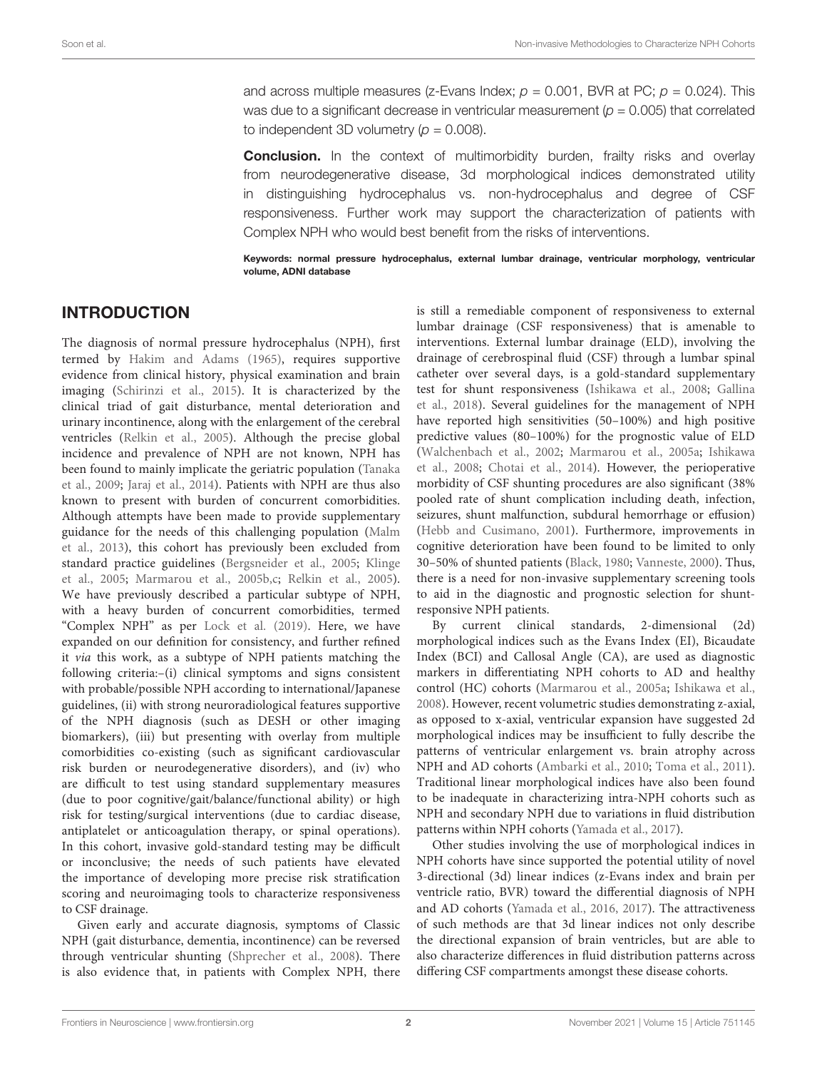and across multiple measures (z-Evans Index; $p = 0.001$, BVR at PC; $p = 0.024$). This was due to a significant decrease in ventricular measurement ($p = 0.005$) that correlated to independent 3D volumetry ($p = 0.008$).

**Conclusion.** In the context of multimorbidity burden, frailty risks and overlay from neurodegenerative disease, 3d morphological indices demonstrated utility in distinguishing hydrocephalus vs. non-hydrocephalus and degree of CSF responsiveness. Further work may support the characterization of patients with Complex NPH who would best benefit from the risks of interventions.

**Keywords: normal pressure hydrocephalus, external lumbar drainage, ventricular morphology, ventricular volume, ADNI database**

## INTRODUCTION

The diagnosis of normal pressure hydrocephalus (NPH), first termed by Hakim and Adams (1965), requires supportive evidence from clinical history, physical examination and brain imaging (Schirinzi et al., 2015). It is characterized by the clinical triad of gait disturbance, mental deterioration and urinary incontinence, along with the enlargement of the cerebral ventricles (Relkin et al., 2005). Although the precise global incidence and prevalence of NPH are not known, NPH has been found to mainly implicate the geriatric population (Tanaka et al., 2009; Jaraj et al., 2014). Patients with NPH are thus also known to present with burden of concurrent comorbidities. Although attempts have been made to provide supplementary guidance for the needs of this challenging population (Malm et al., 2013), this cohort has previously been excluded from standard practice guidelines (Bergsneider et al., 2005; Klinge et al., 2005; Marmarou et al., 2005b,c; Relkin et al., 2005). We have previously described a particular subtype of NPH, with a heavy burden of concurrent comorbidities, termed "Complex NPH" as per Lock et al. (2019). Here, we have expanded on our definition for consistency, and further refined it *via* this work, as a subtype of NPH patients matching the following criteria:–(i) clinical symptoms and signs consistent with probable/possible NPH according to international/Japanese guidelines, (ii) with strong neuroradiological features supportive of the NPH diagnosis (such as DESH or other imaging biomarkers), (iii) but presenting with overlay from multiple comorbidities co-existing (such as significant cardiovascular risk burden or neurodegenerative disorders), and (iv) who are difficult to test using standard supplementary measures (due to poor cognitive/gait/balance/functional ability) or high risk for testing/surgical interventions (due to cardiac disease, antiplatelet or anticoagulation therapy, or spinal operations). In this cohort, invasive gold-standard testing may be difficult or inconclusive; the needs of such patients have elevated the importance of developing more precise risk stratification scoring and neuroimaging tools to characterize responsiveness to CSF drainage.

Given early and accurate diagnosis, symptoms of Classic NPH (gait disturbance, dementia, incontinence) can be reversed through ventricular shunting (Shprecher et al., 2008). There is also evidence that, in patients with Complex NPH, there is still a remediable component of responsiveness to external lumbar drainage (CSF responsiveness) that is amenable to interventions. External lumbar drainage (ELD), involving the drainage of cerebrospinal fluid (CSF) through a lumbar spinal catheter over several days, is a gold-standard supplementary test for shunt responsiveness (Ishikawa et al., 2008; Gallina et al., 2018). Several guidelines for the management of NPH have reported high sensitivities (50–100%) and high positive predictive values (80–100%) for the prognostic value of ELD (Walchenbach et al., 2002; Marmarou et al., 2005a; Ishikawa et al., 2008; Chotai et al., 2014). However, the perioperative morbidity of CSF shunting procedures are also significant (38% pooled rate of shunt complication including death, infection, seizures, shunt malfunction, subdural hemorrhage or effusion) (Hebb and Cusimano, 2001). Furthermore, improvements in cognitive deterioration have been found to be limited to only 30–50% of shunted patients (Black, 1980; Vanneste, 2000). Thus, there is a need for non-invasive supplementary screening tools to aid in the diagnostic and prognostic selection for shunt-responsive NPH patients.

By current clinical standards, 2-dimensional (2d) morphological indices such as the Evans Index (EI), Bicaudate Index (BCI) and Callosal Angle (CA), are used as diagnostic markers in differentiating NPH cohorts to AD and healthy control (HC) cohorts (Marmarou et al., 2005a; Ishikawa et al., 2008). However, recent volumetric studies demonstrating z-axial, as opposed to x-axial, ventricular expansion have suggested 2d morphological indices may be insufficient to fully describe the patterns of ventricular enlargement vs. brain atrophy across NPH and AD cohorts (Ambarki et al., 2010; Toma et al., 2011). Traditional linear morphological indices have also been found to be inadequate in characterizing intra-NPH cohorts such as NPH and secondary NPH due to variations in fluid distribution patterns within NPH cohorts (Yamada et al., 2017).

Other studies involving the use of morphological indices in NPH cohorts have since supported the potential utility of novel 3-directional (3d) linear indices (z-Evans index and brain per ventricle ratio, BVR) toward the differential diagnosis of NPH and AD cohorts (Yamada et al., 2016, 2017). The attractiveness of such methods are that 3d linear indices not only describe the directional expansion of brain ventricles, but are able to also characterize differences in fluid distribution patterns across differing CSF compartments amongst these disease cohorts.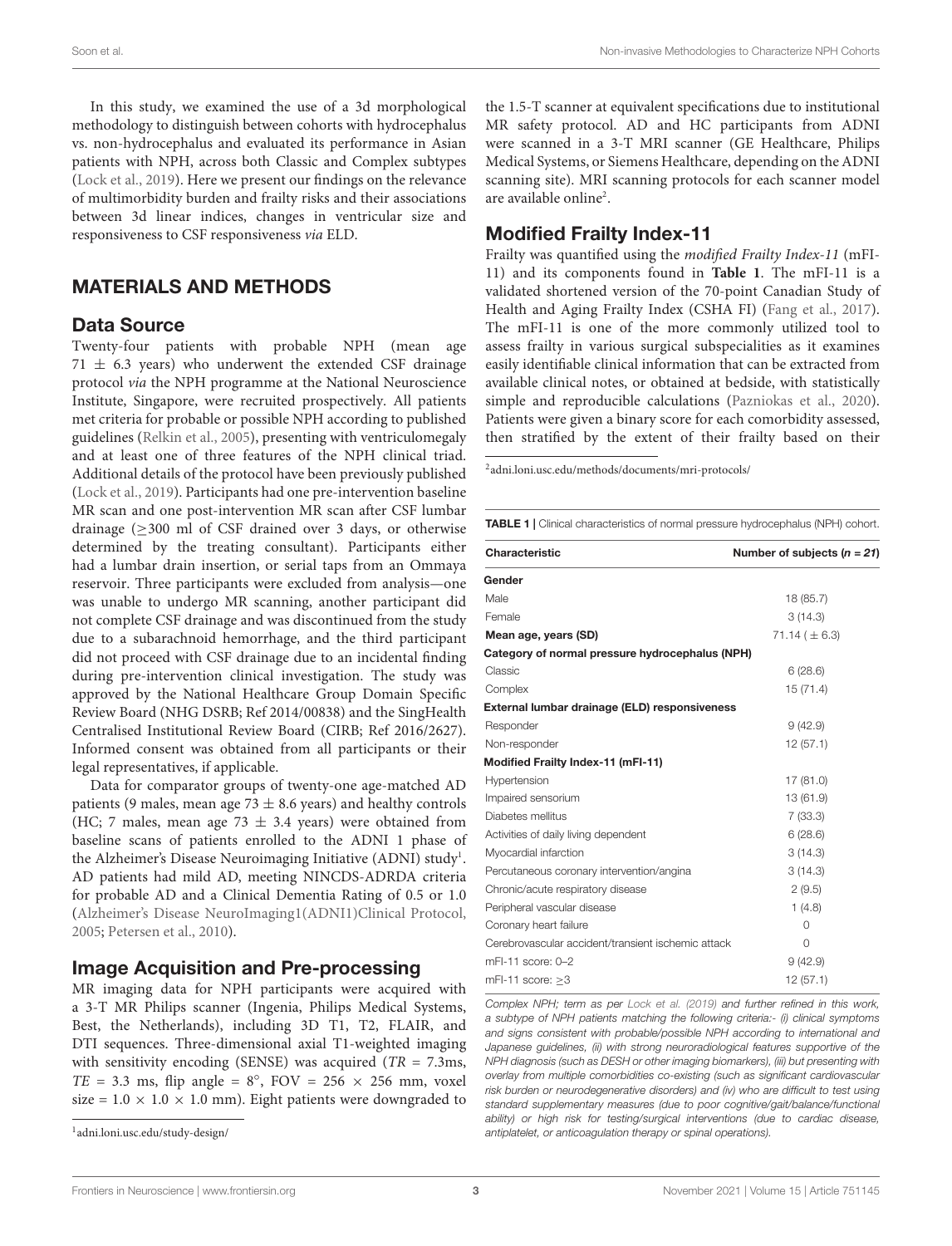In this study, we examined the use of a 3d morphological methodology to distinguish between cohorts with hydrocephalus vs. non-hydrocephalus and evaluated its performance in Asian patients with NPH, across both Classic and Complex subtypes (Lock et al., 2019). Here we present our findings on the relevance of multimorbidity burden and frailty risks and their associations between 3d linear indices, changes in ventricular size and responsiveness to CSF responsiveness *via* ELD.

## MATERIALS AND METHODS

### Data Source

Twenty-four patients with probable NPH (mean age 71 ± 6.3 years) who underwent the extended CSF drainage protocol *via* the NPH programme at the National Neuroscience Institute, Singapore, were recruited prospectively. All patients met criteria for probable or possible NPH according to published guidelines (Relkin et al., 2005), presenting with ventriculomegaly and at least one of three features of the NPH clinical triad. Additional details of the protocol have been previously published (Lock et al., 2019). Participants had one pre-intervention baseline MR scan and one post-intervention MR scan after CSF lumbar drainage (≥300 ml of CSF drained over 3 days, or otherwise determined by the treating consultant). Participants either had a lumbar drain insertion, or serial taps from an Ommaya reservoir. Three participants were excluded from analysis—one was unable to undergo MR scanning, another participant did not complete CSF drainage and was discontinued from the study due to a subarachnoid hemorrhage, and the third participant did not proceed with CSF drainage due to an incidental finding during pre-intervention clinical investigation. The study was approved by the National Healthcare Group Domain Specific Review Board (NHG DSRB; Ref 2014/00838) and the SingHealth Centralised Institutional Review Board (CIRB; Ref 2016/2627). Informed consent was obtained from all participants or their legal representatives, if applicable.

Data for comparator groups of twenty-one age-matched AD patients (9 males, mean age 73 ± 8.6 years) and healthy controls (HC; 7 males, mean age 73 ± 3.4 years) were obtained from baseline scans of patients enrolled to the ADNI 1 phase of the Alzheimer's Disease Neuroimaging Initiative (ADNI) study[1]. AD patients had mild AD, meeting NINCDS-ADRDA criteria for probable AD and a Clinical Dementia Rating of 0.5 or 1.0 (Alzheimer's Disease NeuroImaging1(ADNI1)Clinical Protocol, 2005; Petersen et al., 2010).

### Image Acquisition and Pre-processing

MR imaging data for NPH participants were acquired with a 3-T MR Philips scanner (Ingenia, Philips Medical Systems, Best, the Netherlands), including 3D T1, T2, FLAIR, and DTI sequences. Three-dimensional axial T1-weighted imaging with sensitivity encoding (SENSE) was acquired ($TR$ = 7.3ms, $TE$ = 3.3 ms, flip angle = 8°, FOV = 256 × 256 mm, voxel size = 1.0 × 1.0 × 1.0 mm). Eight patients were downgraded to the 1.5-T scanner at equivalent specifications due to institutional MR safety protocol. AD and HC participants from ADNI were scanned in a 3-T MRI scanner (GE Healthcare, Philips Medical Systems, or Siemens Healthcare, depending on the ADNI scanning site). MRI scanning protocols for each scanner model are available online[2].

[1] adni.loni.usc.edu/study-design/

[2] adni.loni.usc.edu/methods/documents/mri-protocols/

### Modified Frailty Index-11

Frailty was quantified using the *modified Frailty Index-11* (mFI-11) and its components found in **Table 1**. The mFI-11 is a validated shortened version of the 70-point Canadian Study of Health and Aging Frailty Index (CSHA FI) (Fang et al., 2017). The mFI-11 is one of the more commonly utilized tool to assess frailty in various surgical subspecialities as it examines easily identifiable clinical information that can be extracted from available clinical notes, or obtained at bedside, with statistically simple and reproducible calculations (Pazniokas et al., 2020). Patients were given a binary score for each comorbidity assessed, then stratified by the extent of their frailty based on their

**TABLE 1** | Clinical characteristics of normal pressure hydrocephalus (NPH) cohort.

| Characteristic | Number of subjects (*n = 21*) |
|---|---|
| **Gender** | |
| Male | 18 (85.7) |
| Female | 3 (14.3) |
| **Mean age, years (SD)** | 71.14 ( ± 6.3) |
| **Category of normal pressure hydrocephalus (NPH)** | |
| Classic | 6 (28.6) |
| Complex | 15 (71.4) |
| **External lumbar drainage (ELD) responsiveness** | |
| Responder | 9 (42.9) |
| Non-responder | 12 (57.1) |
| **Modified Frailty Index-11 (mFI-11)** | |
| Hypertension | 17 (81.0) |
| Impaired sensorium | 13 (61.9) |
| Diabetes mellitus | 7 (33.3) |
| Activities of daily living dependent | 6 (28.6) |
| Myocardial infarction | 3 (14.3) |
| Percutaneous coronary intervention/angina | 3 (14.3) |
| Chronic/acute respiratory disease | 2 (9.5) |
| Peripheral vascular disease | 1 (4.8) |
| Coronary heart failure | 0 |
| Cerebrovascular accident/transient ischemic attack | 0 |
| mFI-11 score: 0–2 | 9 (42.9) |
| mFI-11 score: ≥3 | 12 (57.1) |

*Complex NPH; term as per Lock et al. (2019) and further refined in this work, a subtype of NPH patients matching the following criteria:- (i) clinical symptoms and signs consistent with probable/possible NPH according to international and Japanese guidelines, (ii) with strong neuroradiological features supportive of the NPH diagnosis (such as DESH or other imaging biomarkers), (iii) but presenting with overlay from multiple comorbidities co-existing (such as significant cardiovascular risk burden or neurodegenerative disorders) and (iv) who are difficult to test using standard supplementary measures (due to poor cognitive/gait/balance/functional ability) or high risk for testing/surgical interventions (due to cardiac disease, antiplatelet, or anticoagulation therapy or spinal operations).*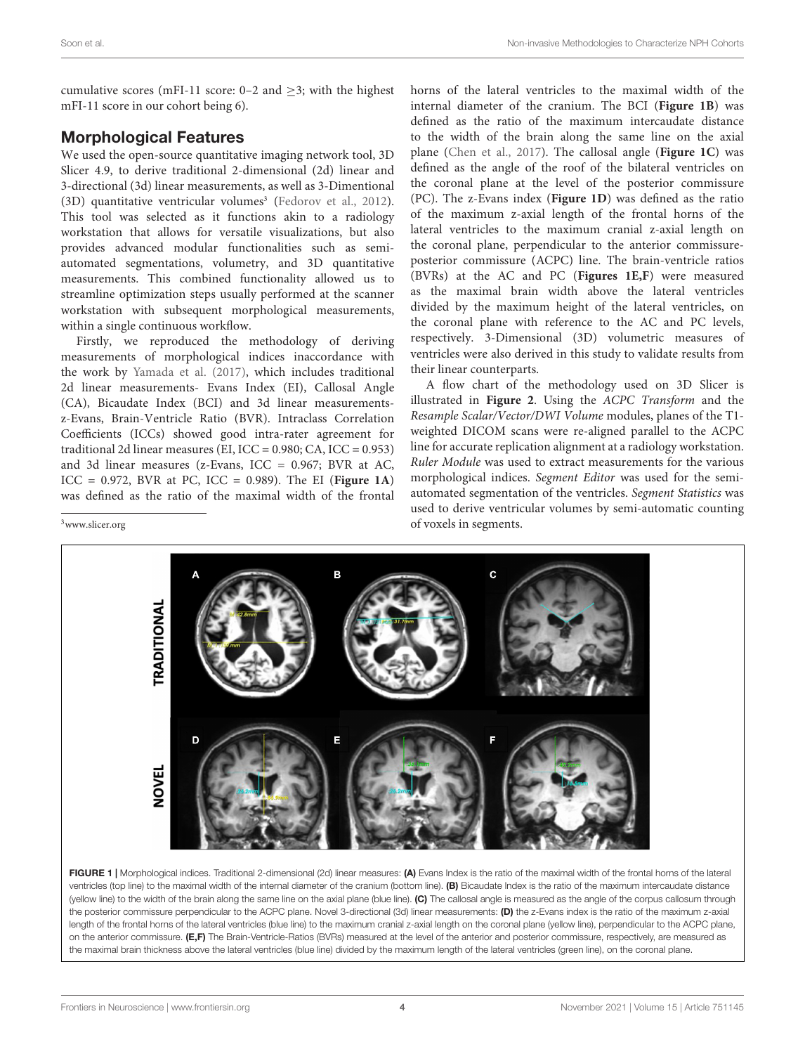cumulative scores (mFI-11 score: 0–2 and ≥3; with the highest mFI-11 score in our cohort being 6).

## Morphological Features

We used the open-source quantitative imaging network tool, 3D Slicer 4.9, to derive traditional 2-dimensional (2d) linear and 3-directional (3d) linear measurements, as well as 3-Dimentional (3D) quantitative ventricular volumes[3] (Fedorov et al., 2012). This tool was selected as it functions akin to a radiology workstation that allows for versatile visualizations, but also provides advanced modular functionalities such as semi-automated segmentations, volumetry, and 3D quantitative measurements. This combined functionality allowed us to streamline optimization steps usually performed at the scanner workstation with subsequent morphological measurements, within a single continuous workflow.

Firstly, we reproduced the methodology of deriving measurements of morphological indices inaccordance with the work by Yamada et al. (2017), which includes traditional 2d linear measurements- Evans Index (EI), Callosal Angle (CA), Bicaudate Index (BCI) and 3d linear measurements- z-Evans, Brain-Ventricle Ratio (BVR). Intraclass Correlation Coefficients (ICCs) showed good intra-rater agreement for traditional 2d linear measures (EI, ICC = 0.980; CA, ICC = 0.953) and 3d linear measures (z-Evans, ICC = 0.967; BVR at AC, ICC = 0.972, BVR at PC, ICC = 0.989). The EI (**Figure 1A**) was defined as the ratio of the maximal width of the frontal horns of the lateral ventricles to the maximal width of the internal diameter of the cranium. The BCI (**Figure 1B**) was defined as the ratio of the maximum intercaudate distance to the width of the brain along the same line on the axial plane (Chen et al., 2017). The callosal angle (**Figure 1C**) was defined as the angle of the roof of the bilateral ventricles on the coronal plane at the level of the posterior commissure (PC). The z-Evans index (**Figure 1D**) was defined as the ratio of the maximum z-axial length of the frontal horns of the lateral ventricles to the maximum cranial z-axial length on the coronal plane, perpendicular to the anterior commissure-posterior commissure (ACPC) line. The brain-ventricle ratios (BVRs) at the AC and PC (**Figures 1E,F**) were measured as the maximal brain width above the lateral ventricles divided by the maximum height of the lateral ventricles, on the coronal plane with reference to the AC and PC levels, respectively. 3-Dimensional (3D) volumetric measures of ventricles were also derived in this study to validate results from their linear counterparts.

A flow chart of the methodology used on 3D Slicer is illustrated in **Figure 2**. Using the *ACPC Transform* and the *Resample Scalar/Vector/DWI Volume* modules, planes of the T1-weighted DICOM scans were re-aligned parallel to the ACPC line for accurate replication alignment at a radiology workstation. *Ruler Module* was used to extract measurements for the various morphological indices. *Segment Editor* was used for the semi-automated segmentation of the ventricles. *Segment Statistics* was used to derive ventricular volumes by semi-automatic counting of voxels in segments.

[3] www.slicer.org

**FIGURE 1** | Morphological indices. Traditional 2-dimensional (2d) linear measures: **(A)** Evans Index is the ratio of the maximal width of the frontal horns of the lateral ventricles (top line) to the maximal width of the internal diameter of the cranium (bottom line). **(B)** Bicaudate Index is the ratio of the maximum intercaudate distance (yellow line) to the width of the brain along the same line on the axial plane (blue line). **(C)** The callosal angle is measured as the angle of the corpus callosum through the posterior commissure perpendicular to the ACPC plane. Novel 3-directional (3d) linear measurements: **(D)** the z-Evans index is the ratio of the maximum z-axial length of the frontal horns of the lateral ventricles (blue line) to the maximum cranial z-axial length on the coronal plane (yellow line), perpendicular to the ACPC plane, on the anterior commissure. **(E,F)** The Brain-Ventricle-Ratios (BVRs) measured at the level of the anterior and posterior commissure, respectively, are measured as the maximal brain thickness above the lateral ventricles (blue line) divided by the maximum length of the lateral ventricles (green line), on the coronal plane.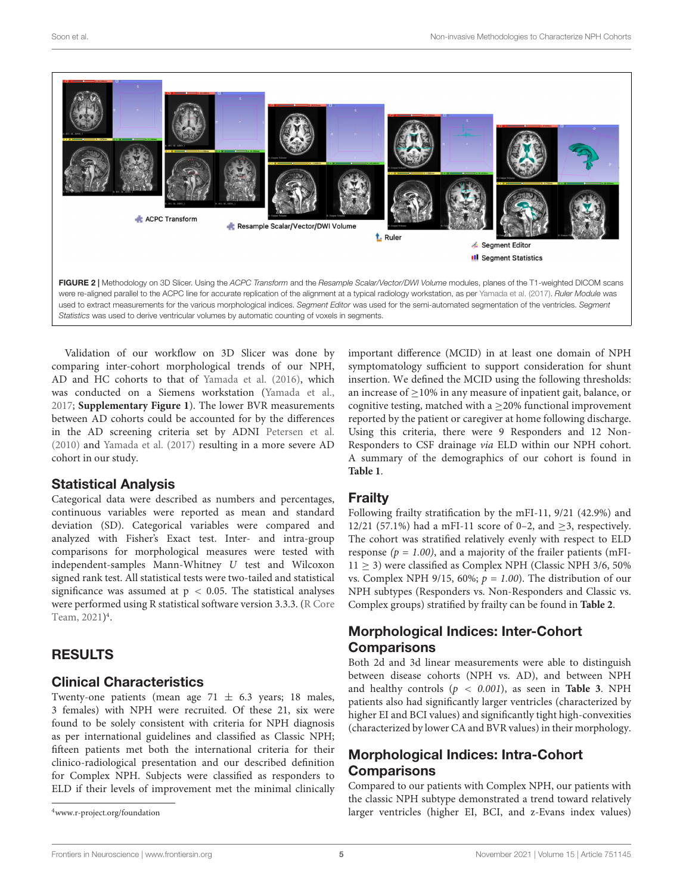FIGURE 2 | Methodology on 3D Slicer. Using the *ACPC Transform* and the *Resample Scalar/Vector/DWI Volume* modules, planes of the T1-weighted DICOM scans were re-aligned parallel to the ACPC line for accurate replication of the alignment at a typical radiology workstation, as per Yamada et al. (2017). *Ruler Module* was used to extract measurements for the various morphological indices. *Segment Editor* was used for the semi-automated segmentation of the ventricles. *Segment Statistics* was used to derive ventricular volumes by automatic counting of voxels in segments.

Validation of our workflow on 3D Slicer was done by comparing inter-cohort morphological trends of our NPH, AD and HC cohorts to that of Yamada et al. (2016), which was conducted on a Siemens workstation (Yamada et al., 2017; **Supplementary Figure 1**). The lower BVR measurements between AD cohorts could be accounted for by the differences in the AD screening criteria set by ADNI Petersen et al. (2010) and Yamada et al. (2017) resulting in a more severe AD cohort in our study.

## Statistical Analysis

Categorical data were described as numbers and percentages, continuous variables were reported as mean and standard deviation (SD). Categorical variables were compared and analyzed with Fisher's Exact test. Inter- and intra-group comparisons for morphological measures were tested with independent-samples Mann-Whitney *U* test and Wilcoxon signed rank test. All statistical tests were two-tailed and statistical significance was assumed at $p < 0.05$. The statistical analyses were performed using R statistical software version 3.3.3. (R Core Team, 2021)[4].

# RESULTS

## Clinical Characteristics

Twenty-one patients (mean age 71 $\pm$ 6.3 years; 18 males, 3 females) with NPH were recruited. Of these 21, six were found to be solely consistent with criteria for NPH diagnosis as per international guidelines and classified as Classic NPH; fifteen patients met both the international criteria for their clinico-radiological presentation and our described definition for Complex NPH. Subjects were classified as responders to ELD if their levels of improvement met the minimal clinically important difference (MCID) in at least one domain of NPH symptomatology sufficient to support consideration for shunt insertion. We defined the MCID using the following thresholds: an increase of $\geq$10% in any measure of inpatient gait, balance, or cognitive testing, matched with a $\geq$20% functional improvement reported by the patient or caregiver at home following discharge. Using this criteria, there were 9 Responders and 12 Non-Responders to CSF drainage *via* ELD within our NPH cohort. A summary of the demographics of our cohort is found in **Table 1**.

## Frailty

Following frailty stratification by the mFI-11, 9/21 (42.9%) and 12/21 (57.1%) had a mFI-11 score of 0–2, and $\geq$3, respectively. The cohort was stratified relatively evenly with respect to ELD response *($p = 1.00$)*, and a majority of the frailer patients (mFI-11 $\geq$ 3) were classified as Complex NPH (Classic NPH 3/6, 50% vs. Complex NPH 9/15, 60%; *$p = 1.00$*). The distribution of our NPH subtypes (Responders vs. Non-Responders and Classic vs. Complex groups) stratified by frailty can be found in **Table 2**.

## Morphological Indices: Inter-Cohort Comparisons

Both 2d and 3d linear measurements were able to distinguish between disease cohorts (NPH vs. AD), and between NPH and healthy controls (*$p < 0.001$*), as seen in **Table 3**. NPH patients also had significantly larger ventricles (characterized by higher EI and BCI values) and significantly tight high-convexities (characterized by lower CA and BVR values) in their morphology.

## Morphological Indices: Intra-Cohort Comparisons

Compared to our patients with Complex NPH, our patients with the classic NPH subtype demonstrated a trend toward relatively larger ventricles (higher EI, BCI, and z-Evans index values)

[4] www.r-project.org/foundation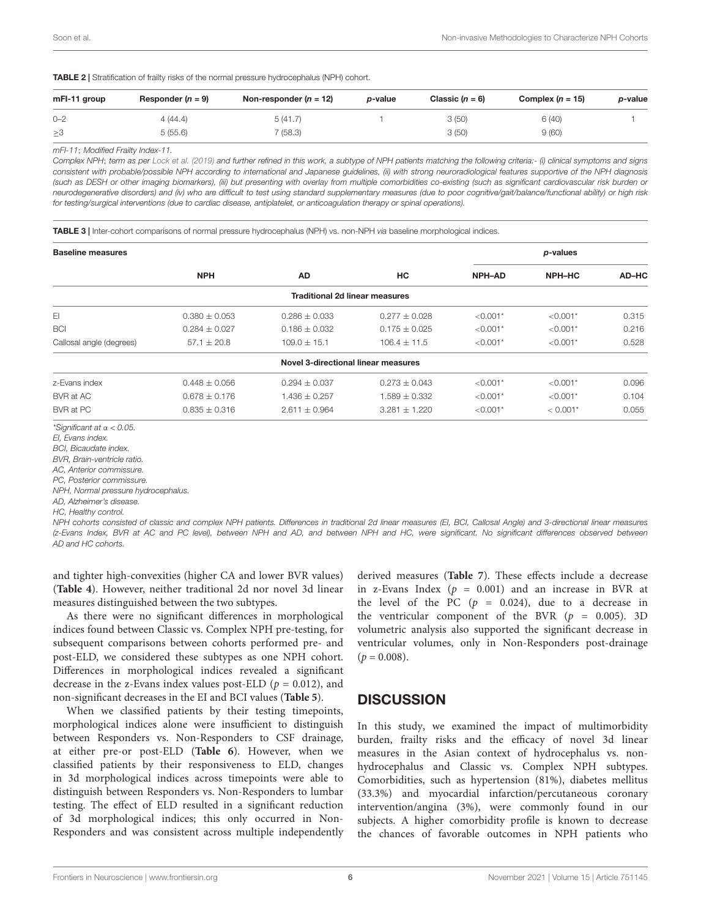**TABLE 2 |** Stratification of frailty risks of the normal pressure hydrocephalus (NPH) cohort.

| mFI-11 group | Responder ($n$ = 9) | Non-responder ($n$ = 12) | $p$-value | Classic ($n$ = 6) | Complex ($n$ = 15) | $p$-value |
|---|---|---|---|---|---|---|
| 0–2 | 4 (44.4) | 5 (41.7) | 1 | 3 (50) | 6 (40) | 1 |
| ≥3 | 5 (55.6) | 7 (58.3) | | 3 (50) | 9 (60) | |

*mFI-11; Modified Frailty Index-11.*

*Complex NPH; term as per Lock et al. (2019) and further refined in this work, a subtype of NPH patients matching the following criteria:- (i) clinical symptoms and signs consistent with probable/possible NPH according to international and Japanese guidelines, (ii) with strong neuroradiological features supportive of the NPH diagnosis (such as DESH or other imaging biomarkers), (iii) but presenting with overlay from multiple comorbidities co-existing (such as significant cardiovascular risk burden or neurodegenerative disorders) and (iv) who are difficult to test using standard supplementary measures (due to poor cognitive/gait/balance/functional ability) or high risk for testing/surgical interventions (due to cardiac disease, antiplatelet, or anticoagulation therapy or spinal operations).*

**TABLE 3 |** Inter-cohort comparisons of normal pressure hydrocephalus (NPH) vs. non-NPH *via* baseline morphological indices.

| Baseline measures | | | | *p*-values | | |
|---|---|---|---|---|---|---|
| | NPH | AD | HC | NPH–AD | NPH–HC | AD–HC |
| **Traditional 2d linear measures** | | | | | | |
| EI | 0.380 ± 0.053 | 0.286 ± 0.033 | 0.277 ± 0.028 | <0.001* | <0.001* | 0.315 |
| BCI | 0.284 ± 0.027 | 0.186 ± 0.032 | 0.175 ± 0.025 | <0.001* | <0.001* | 0.216 |
| Callosal angle (degrees) | 57.1 ± 20.8 | 109.0 ± 15.1 | 106.4 ± 11.5 | <0.001* | <0.001* | 0.528 |
| **Novel 3-directional linear measures** | | | | | | |
| z-Evans index | 0.448 ± 0.056 | 0.294 ± 0.037 | 0.273 ± 0.043 | <0.001* | <0.001* | 0.096 |
| BVR at AC | 0.678 ± 0.176 | 1.436 ± 0.257 | 1.589 ± 0.332 | <0.001* | <0.001* | 0.104 |
| BVR at PC | 0.835 ± 0.316 | 2.611 ± 0.964 | 3.281 ± 1.220 | <0.001* | < 0.001* | 0.055 |

*\*Significant at α < 0.05.*
*EI, Evans index.*
*BCI, Bicaudate index.*
*BVR, Brain-ventricle ratio.*
*AC, Anterior commissure.*
*PC, Posterior commissure.*
*NPH, Normal pressure hydrocephalus.*
*AD, Alzheimer's disease.*
*HC, Healthy control.*
*NPH cohorts consisted of classic and complex NPH patients. Differences in traditional 2d linear measures (EI, BCI, Callosal Angle) and 3-directional linear measures (z-Evans Index, BVR at AC and PC level), between NPH and AD, and between NPH and HC, were significant. No significant differences observed between AD and HC cohorts.*

and tighter high-convexities (higher CA and lower BVR values) (**Table 4**). However, neither traditional 2d nor novel 3d linear measures distinguished between the two subtypes.

As there were no significant differences in morphological indices found between Classic vs. Complex NPH pre-testing, for subsequent comparisons between cohorts performed pre- and post-ELD, we considered these subtypes as one NPH cohort. Differences in morphological indices revealed a significant decrease in the z-Evans index values post-ELD ($p$ = 0.012), and non-significant decreases in the EI and BCI values (**Table 5**).

When we classified patients by their testing timepoints, morphological indices alone were insufficient to distinguish between Responders vs. Non-Responders to CSF drainage, at either pre-or post-ELD (**Table 6**). However, when we classified patients by their responsiveness to ELD, changes in 3d morphological indices across timepoints were able to distinguish between Responders vs. Non-Responders to lumbar testing. The effect of ELD resulted in a significant reduction of 3d morphological indices; this only occurred in Non-Responders and was consistent across multiple independently derived measures (**Table 7**). These effects include a decrease in z-Evans Index ($p$ = 0.001) and an increase in BVR at the level of the PC ($p$ = 0.024), due to a decrease in the ventricular component of the BVR ($p$ = 0.005). 3D volumetric analysis also supported the significant decrease in ventricular volumes, only in Non-Responders post-drainage ($p$ = 0.008).

## DISCUSSION

In this study, we examined the impact of multimorbidity burden, frailty risks and the efficacy of novel 3d linear measures in the Asian context of hydrocephalus vs. non-hydrocephalus and Classic vs. Complex NPH subtypes. Comorbidities, such as hypertension (81%), diabetes mellitus (33.3%) and myocardial infarction/percutaneous coronary intervention/angina (3%), were commonly found in our subjects. A higher comorbidity profile is known to decrease the chances of favorable outcomes in NPH patients who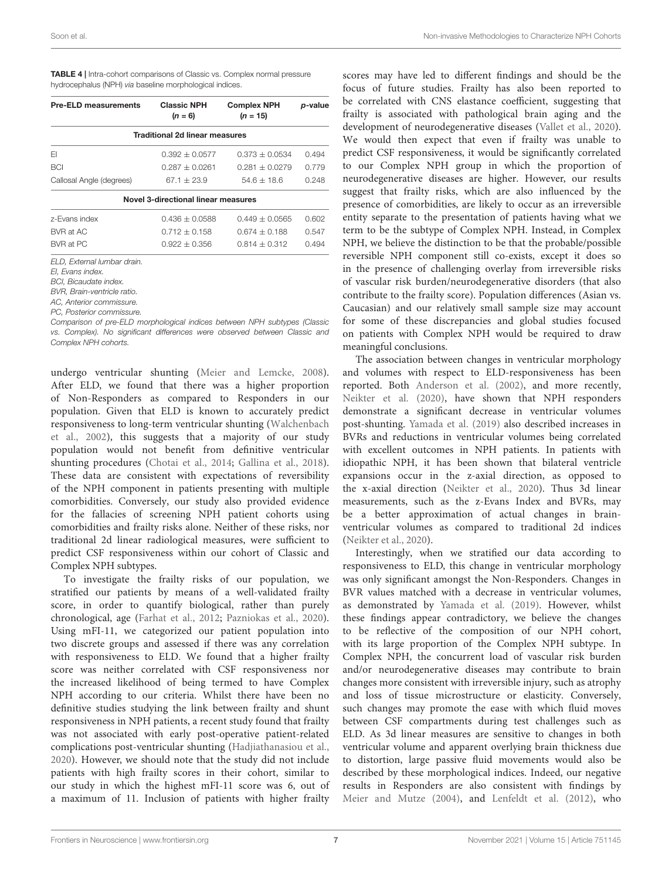**TABLE 4** | Intra-cohort comparisons of Classic vs. Complex normal pressure hydrocephalus (NPH) *via* baseline morphological indices.

| Pre-ELD measurements | Classic NPH ($n$ = 6) | Complex NPH ($n$ = 15) | $p$-value |
|---|---|---|---|
| **Traditional 2d linear measures** | | | |
| EI | 0.392 ± 0.0577 | 0.373 ± 0.0534 | 0.494 |
| BCI | 0.287 ± 0.0261 | 0.281 ± 0.0279 | 0.779 |
| Callosal Angle (degrees) | 67.1 ± 23.9 | 54.6 ± 18.6 | 0.248 |
| **Novel 3-directional linear measures** | | | |
| z-Evans index | 0.436 ± 0.0588 | 0.449 ± 0.0565 | 0.602 |
| BVR at AC | 0.712 ± 0.158 | 0.674 ± 0.188 | 0.547 |
| BVR at PC | 0.922 ± 0.356 | 0.814 ± 0.312 | 0.494 |

*ELD, External lumbar drain.*
*EI, Evans index.*
*BCI, Bicaudate index.*
*BVR, Brain-ventricle ratio.*
*AC, Anterior commissure.*
*PC, Posterior commissure.*
*Comparison of pre-ELD morphological indices between NPH subtypes (Classic vs. Complex). No significant differences were observed between Classic and Complex NPH cohorts.*

undergo ventricular shunting (Meier and Lemcke, 2008). After ELD, we found that there was a higher proportion of Non-Responders as compared to Responders in our population. Given that ELD is known to accurately predict responsiveness to long-term ventricular shunting (Walchenbach et al., 2002), this suggests that a majority of our study population would not benefit from definitive ventricular shunting procedures (Chotai et al., 2014; Gallina et al., 2018). These data are consistent with expectations of reversibility of the NPH component in patients presenting with multiple comorbidities. Conversely, our study also provided evidence for the fallacies of screening NPH patient cohorts using comorbidities and frailty risks alone. Neither of these risks, nor traditional 2d linear radiological measures, were sufficient to predict CSF responsiveness within our cohort of Classic and Complex NPH subtypes.

To investigate the frailty risks of our population, we stratified our patients by means of a well-validated frailty score, in order to quantify biological, rather than purely chronological, age (Farhat et al., 2012; Pazniokas et al., 2020). Using mFI-11, we categorized our patient population into two discrete groups and assessed if there was any correlation with responsiveness to ELD. We found that a higher frailty score was neither correlated with CSF responsiveness nor the increased likelihood of being termed to have Complex NPH according to our criteria. Whilst there have been no definitive studies studying the link between frailty and shunt responsiveness in NPH patients, a recent study found that frailty was not associated with early post-operative patient-related complications post-ventricular shunting (Hadjiathanasiou et al., 2020). However, we should note that the study did not include patients with high frailty scores in their cohort, similar to our study in which the highest mFI-11 score was 6, out of a maximum of 11. Inclusion of patients with higher frailty scores may have led to different findings and should be the focus of future studies. Frailty has also been reported to be correlated with CNS elastance coefficient, suggesting that frailty is associated with pathological brain aging and the development of neurodegenerative diseases (Vallet et al., 2020). We would then expect that even if frailty was unable to predict CSF responsiveness, it would be significantly correlated to our Complex NPH group in which the proportion of neurodegenerative diseases are higher. However, our results suggest that frailty risks, which are also influenced by the presence of comorbidities, are likely to occur as an irreversible entity separate to the presentation of patients having what we term to be the subtype of Complex NPH. Instead, in Complex NPH, we believe the distinction to be that the probable/possible reversible NPH component still co-exists, except it does so in the presence of challenging overlay from irreversible risks of vascular risk burden/neurodegenerative disorders (that also contribute to the frailty score). Population differences (Asian vs. Caucasian) and our relatively small sample size may account for some of these discrepancies and global studies focused on patients with Complex NPH would be required to draw meaningful conclusions.

The association between changes in ventricular morphology and volumes with respect to ELD-responsiveness has been reported. Both Anderson et al. (2002), and more recently, Neikter et al. (2020), have shown that NPH responders demonstrate a significant decrease in ventricular volumes post-shunting. Yamada et al. (2019) also described increases in BVRs and reductions in ventricular volumes being correlated with excellent outcomes in NPH patients. In patients with idiopathic NPH, it has been shown that bilateral ventricle expansions occur in the z-axial direction, as opposed to the x-axial direction (Neikter et al., 2020). Thus 3d linear measurements, such as the z-Evans Index and BVRs, may be a better approximation of actual changes in brain-ventricular volumes as compared to traditional 2d indices (Neikter et al., 2020).

Interestingly, when we stratified our data according to responsiveness to ELD, this change in ventricular morphology was only significant amongst the Non-Responders. Changes in BVR values matched with a decrease in ventricular volumes, as demonstrated by Yamada et al. (2019). However, whilst these findings appear contradictory, we believe the changes to be reflective of the composition of our NPH cohort, with its large proportion of the Complex NPH subtype. In Complex NPH, the concurrent load of vascular risk burden and/or neurodegenerative diseases may contribute to brain changes more consistent with irreversible injury, such as atrophy and loss of tissue microstructure or elasticity. Conversely, such changes may promote the ease with which fluid moves between CSF compartments during test challenges such as ELD. As 3d linear measures are sensitive to changes in both ventricular volume and apparent overlying brain thickness due to distortion, large passive fluid movements would also be described by these morphological indices. Indeed, our negative results in Responders are also consistent with findings by Meier and Mutze (2004), and Lenfeldt et al. (2012), who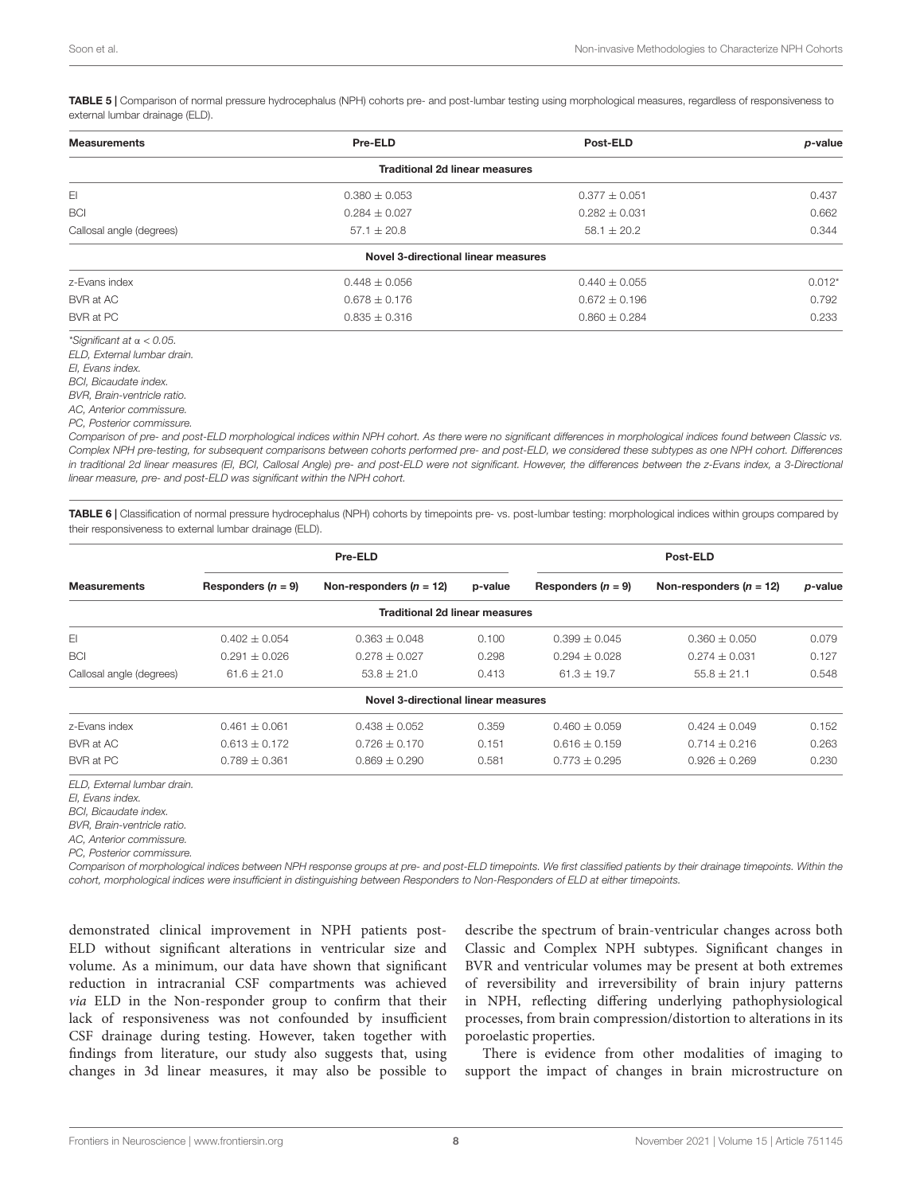**TABLE 5 |** Comparison of normal pressure hydrocephalus (NPH) cohorts pre- and post-lumbar testing using morphological measures, regardless of responsiveness to external lumbar drainage (ELD).

| Measurements | Pre-ELD | Post-ELD | *p*-value |
|---|---|---|---|
| **Traditional 2d linear measures** | | | |
| EI | 0.380 ± 0.053 | 0.377 ± 0.051 | 0.437 |
| BCI | 0.284 ± 0.027 | 0.282 ± 0.031 | 0.662 |
| Callosal angle (degrees) | 57.1 ± 20.8 | 58.1 ± 20.2 | 0.344 |
| **Novel 3-directional linear measures** | | | |
| z-Evans index | 0.448 ± 0.056 | 0.440 ± 0.055 | 0.012* |
| BVR at AC | 0.678 ± 0.176 | 0.672 ± 0.196 | 0.792 |
| BVR at PC | 0.835 ± 0.316 | 0.860 ± 0.284 | 0.233 |

*Significant at $\alpha < 0.05$.
*ELD, External lumbar drain.*
*EI, Evans index.*
*BCI, Bicaudate index.*
*BVR, Brain-ventricle ratio.*
*AC, Anterior commissure.*
*PC, Posterior commissure.*
*Comparison of pre- and post-ELD morphological indices within NPH cohort. As there were no significant differences in morphological indices found between Classic vs. Complex NPH pre-testing, for subsequent comparisons between cohorts performed pre- and post-ELD, we considered these subtypes as one NPH cohort. Differences in traditional 2d linear measures (EI, BCI, Callosal Angle) pre- and post-ELD were not significant. However, the differences between the z-Evans index, a 3-Directional linear measure, pre- and post-ELD was significant within the NPH cohort.*

**TABLE 6 |** Classification of normal pressure hydrocephalus (NPH) cohorts by timepoints pre- vs. post-lumbar testing: morphological indices within groups compared by their responsiveness to external lumbar drainage (ELD).

| Measurements | Pre-ELD | | | Post-ELD | | |
|---|---|---|---|---|---|---|
| | Responders ($n$ = 9) | Non-responders ($n$ = 12) | p-value | Responders ($n$ = 9) | Non-responders ($n$ = 12) | *p*-value |
| **Traditional 2d linear measures** | | | | | | |
| EI | 0.402 ± 0.054 | 0.363 ± 0.048 | 0.100 | 0.399 ± 0.045 | 0.360 ± 0.050 | 0.079 |
| BCI | 0.291 ± 0.026 | 0.278 ± 0.027 | 0.298 | 0.294 ± 0.028 | 0.274 ± 0.031 | 0.127 |
| Callosal angle (degrees) | 61.6 ± 21.0 | 53.8 ± 21.0 | 0.413 | 61.3 ± 19.7 | 55.8 ± 21.1 | 0.548 |
| **Novel 3-directional linear measures** | | | | | | |
| z-Evans index | 0.461 ± 0.061 | 0.438 ± 0.052 | 0.359 | 0.460 ± 0.059 | 0.424 ± 0.049 | 0.152 |
| BVR at AC | 0.613 ± 0.172 | 0.726 ± 0.170 | 0.151 | 0.616 ± 0.159 | 0.714 ± 0.216 | 0.263 |
| BVR at PC | 0.789 ± 0.361 | 0.869 ± 0.290 | 0.581 | 0.773 ± 0.295 | 0.926 ± 0.269 | 0.230 |

*ELD, External lumbar drain.*
*EI, Evans index.*
*BCI, Bicaudate index.*
*BVR, Brain-ventricle ratio.*
*AC, Anterior commissure.*
*PC, Posterior commissure.*
*Comparison of morphological indices between NPH response groups at pre- and post-ELD timepoints. We first classified patients by their drainage timepoints. Within the cohort, morphological indices were insufficient in distinguishing between Responders to Non-Responders of ELD at either timepoints.*

demonstrated clinical improvement in NPH patients post-ELD without significant alterations in ventricular size and volume. As a minimum, our data have shown that significant reduction in intracranial CSF compartments was achieved *via* ELD in the Non-responder group to confirm that their lack of responsiveness was not confounded by insufficient CSF drainage during testing. However, taken together with findings from literature, our study also suggests that, using changes in 3d linear measures, it may also be possible to describe the spectrum of brain-ventricular changes across both Classic and Complex NPH subtypes. Significant changes in BVR and ventricular volumes may be present at both extremes of reversibility and irreversibility of brain injury patterns in NPH, reflecting differing underlying pathophysiological processes, from brain compression/distortion to alterations in its poroelastic properties.

There is evidence from other modalities of imaging to support the impact of changes in brain microstructure on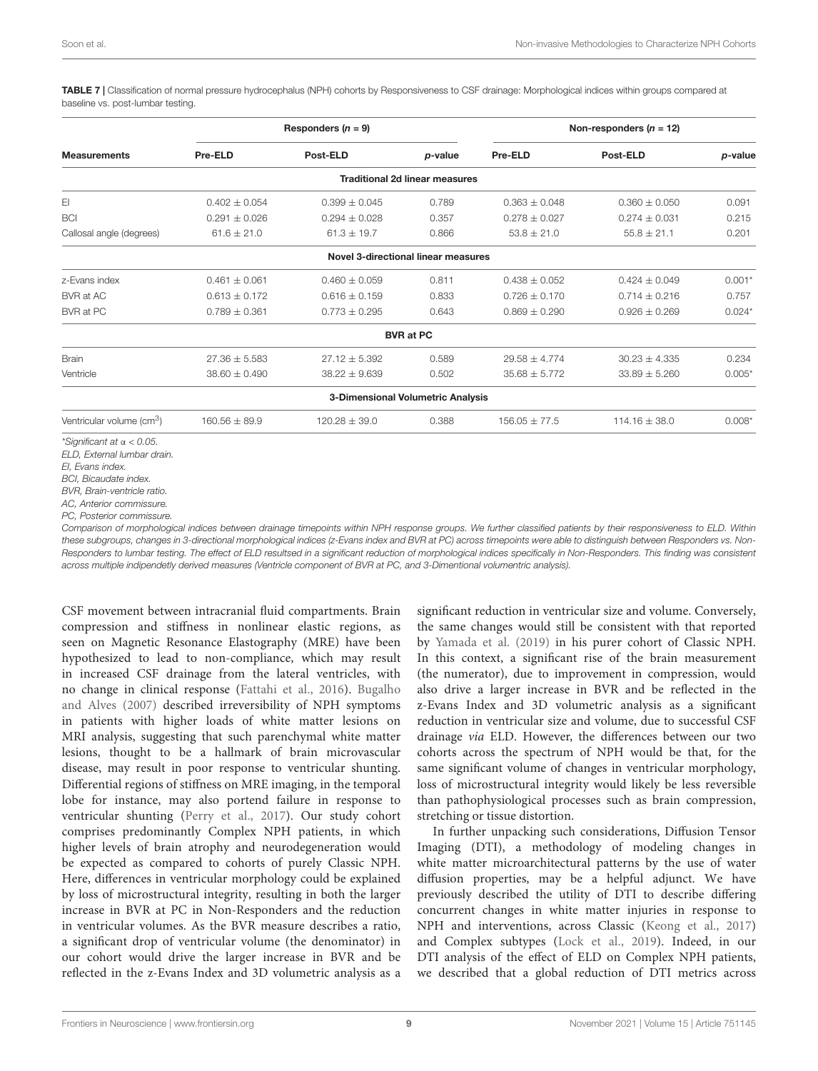**TABLE 7 |** Classification of normal pressure hydrocephalus (NPH) cohorts by Responsiveness to CSF drainage: Morphological indices within groups compared at baseline vs. post-lumbar testing.

| Measurements | Responders (n = 9) | | | Non-responders (n = 12) | | |
|---|---|---|---|---|---|---|
| | Pre-ELD | Post-ELD | p-value | Pre-ELD | Post-ELD | p-value |
| **Traditional 2d linear measures** | | | | | | |
| EI | 0.402 ± 0.054 | 0.399 ± 0.045 | 0.789 | 0.363 ± 0.048 | 0.360 ± 0.050 | 0.091 |
| BCI | 0.291 ± 0.026 | 0.294 ± 0.028 | 0.357 | 0.278 ± 0.027 | 0.274 ± 0.031 | 0.215 |
| Callosal angle (degrees) | 61.6 ± 21.0 | 61.3 ± 19.7 | 0.866 | 53.8 ± 21.0 | 55.8 ± 21.1 | 0.201 |
| **Novel 3-directional linear measures** | | | | | | |
| z-Evans index | 0.461 ± 0.061 | 0.460 ± 0.059 | 0.811 | 0.438 ± 0.052 | 0.424 ± 0.049 | 0.001* |
| BVR at AC | 0.613 ± 0.172 | 0.616 ± 0.159 | 0.833 | 0.726 ± 0.170 | 0.714 ± 0.216 | 0.757 |
| BVR at PC | 0.789 ± 0.361 | 0.773 ± 0.295 | 0.643 | 0.869 ± 0.290 | 0.926 ± 0.269 | 0.024* |
| **BVR at PC** | | | | | | |
| Brain | 27.36 ± 5.583 | 27.12 ± 5.392 | 0.589 | 29.58 ± 4.774 | 30.23 ± 4.335 | 0.234 |
| Ventricle | 38.60 ± 0.490 | 38.22 ± 9.639 | 0.502 | 35.68 ± 5.772 | 33.89 ± 5.260 | 0.005* |
| **3-Dimensional Volumetric Analysis** | | | | | | |
| Ventricular volume (cm$^3$) | 160.56 ± 89.9 | 120.28 ± 39.0 | 0.388 | 156.05 ± 77.5 | 114.16 ± 38.0 | 0.008* |

*Significant at $\alpha < 0.05$.
ELD, External lumbar drain.
EI, Evans index.
BCI, Bicaudate index.
BVR, Brain-ventricle ratio.
AC, Anterior commissure.
PC, Posterior commissure.

*Comparison of morphological indices between drainage timepoints within NPH response groups. We further classified patients by their responsiveness to ELD. Within these subgroups, changes in 3-directional morphological indices (z-Evans index and BVR at PC) across timepoints were able to distinguish between Responders vs. Non-Responders to lumbar testing. The effect of ELD resultsed in a significant reduction of morphological indices specifically in Non-Responders. This finding was consistent across multiple indipendently derived measures (Ventricle component of BVR at PC, and 3-Dimentional volumentric analysis).*

CSF movement between intracranial fluid compartments. Brain compression and stiffness in nonlinear elastic regions, as seen on Magnetic Resonance Elastography (MRE) have been hypothesized to lead to non-compliance, which may result in increased CSF drainage from the lateral ventricles, with no change in clinical response (Fattahi et al., 2016). Bugalho and Alves (2007) described irreversibility of NPH symptoms in patients with higher loads of white matter lesions on MRI analysis, suggesting that such parenchymal white matter lesions, thought to be a hallmark of brain microvascular disease, may result in poor response to ventricular shunting. Differential regions of stiffness on MRE imaging, in the temporal lobe for instance, may also portend failure in response to ventricular shunting (Perry et al., 2017). Our study cohort comprises predominantly Complex NPH patients, in which higher levels of brain atrophy and neurodegeneration would be expected as compared to cohorts of purely Classic NPH. Here, differences in ventricular morphology could be explained by loss of microstructural integrity, resulting in both the larger increase in BVR at PC in Non-Responders and the reduction in ventricular volumes. As the BVR measure describes a ratio, a significant drop of ventricular volume (the denominator) in our cohort would drive the larger increase in BVR and be reflected in the z-Evans Index and 3D volumetric analysis as a significant reduction in ventricular size and volume. Conversely, the same changes would still be consistent with that reported by Yamada et al. (2019) in his purer cohort of Classic NPH. In this context, a significant rise of the brain measurement (the numerator), due to improvement in compression, would also drive a larger increase in BVR and be reflected in the z-Evans Index and 3D volumetric analysis as a significant reduction in ventricular size and volume, due to successful CSF drainage *via* ELD. However, the differences between our two cohorts across the spectrum of NPH would be that, for the same significant volume of changes in ventricular morphology, loss of microstructural integrity would likely be less reversible than pathophysiological processes such as brain compression, stretching or tissue distortion.

In further unpacking such considerations, Diffusion Tensor Imaging (DTI), a methodology of modeling changes in white matter microarchitectural patterns by the use of water diffusion properties, may be a helpful adjunct. We have previously described the utility of DTI to describe differing concurrent changes in white matter injuries in response to NPH and interventions, across Classic (Keong et al., 2017) and Complex subtypes (Lock et al., 2019). Indeed, in our DTI analysis of the effect of ELD on Complex NPH patients, we described that a global reduction of DTI metrics across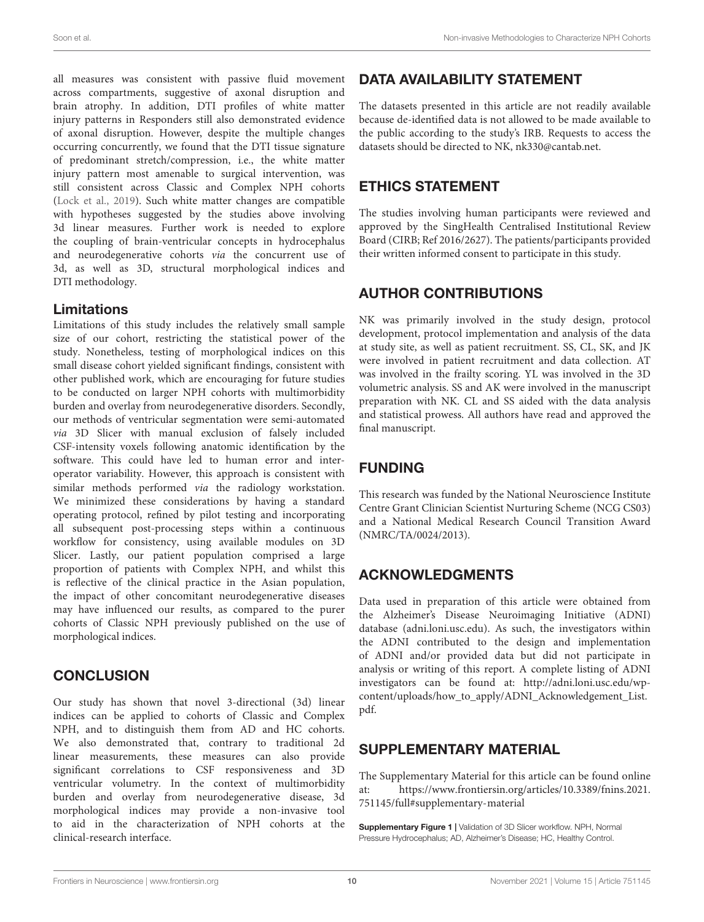all measures was consistent with passive fluid movement across compartments, suggestive of axonal disruption and brain atrophy. In addition, DTI profiles of white matter injury patterns in Responders still also demonstrated evidence of axonal disruption. However, despite the multiple changes occurring concurrently, we found that the DTI tissue signature of predominant stretch/compression, i.e., the white matter injury pattern most amenable to surgical intervention, was still consistent across Classic and Complex NPH cohorts (Lock et al., 2019). Such white matter changes are compatible with hypotheses suggested by the studies above involving 3d linear measures. Further work is needed to explore the coupling of brain-ventricular concepts in hydrocephalus and neurodegenerative cohorts *via* the concurrent use of 3d, as well as 3D, structural morphological indices and DTI methodology.

### Limitations

Limitations of this study includes the relatively small sample size of our cohort, restricting the statistical power of the study. Nonetheless, testing of morphological indices on this small disease cohort yielded significant findings, consistent with other published work, which are encouraging for future studies to be conducted on larger NPH cohorts with multimorbidity burden and overlay from neurodegenerative disorders. Secondly, our methods of ventricular segmentation were semi-automated *via* 3D Slicer with manual exclusion of falsely included CSF-intensity voxels following anatomic identification by the software. This could have led to human error and inter-operator variability. However, this approach is consistent with similar methods performed *via* the radiology workstation. We minimized these considerations by having a standard operating protocol, refined by pilot testing and incorporating all subsequent post-processing steps within a continuous workflow for consistency, using available modules on 3D Slicer. Lastly, our patient population comprised a large proportion of patients with Complex NPH, and whilst this is reflective of the clinical practice in the Asian population, the impact of other concomitant neurodegenerative diseases may have influenced our results, as compared to the purer cohorts of Classic NPH previously published on the use of morphological indices.

## CONCLUSION

Our study has shown that novel 3-directional (3d) linear indices can be applied to cohorts of Classic and Complex NPH, and to distinguish them from AD and HC cohorts. We also demonstrated that, contrary to traditional 2d linear measurements, these measures can also provide significant correlations to CSF responsiveness and 3D ventricular volumetry. In the context of multimorbidity burden and overlay from neurodegenerative disease, 3d morphological indices may provide a non-invasive tool to aid in the characterization of NPH cohorts at the clinical-research interface.

## DATA AVAILABILITY STATEMENT

The datasets presented in this article are not readily available because de-identified data is not allowed to be made available to the public according to the study's IRB. Requests to access the datasets should be directed to NK, nk330@cantab.net.

## ETHICS STATEMENT

The studies involving human participants were reviewed and approved by the SingHealth Centralised Institutional Review Board (CIRB; Ref 2016/2627). The patients/participants provided their written informed consent to participate in this study.

## AUTHOR CONTRIBUTIONS

NK was primarily involved in the study design, protocol development, protocol implementation and analysis of the data at study site, as well as patient recruitment. SS, CL, SK, and JK were involved in patient recruitment and data collection. AT was involved in the frailty scoring. YL was involved in the 3D volumetric analysis. SS and AK were involved in the manuscript preparation with NK. CL and SS aided with the data analysis and statistical prowess. All authors have read and approved the final manuscript.

## FUNDING

This research was funded by the National Neuroscience Institute Centre Grant Clinician Scientist Nurturing Scheme (NCG CS03) and a National Medical Research Council Transition Award (NMRC/TA/0024/2013).

## ACKNOWLEDGMENTS

Data used in preparation of this article were obtained from the Alzheimer's Disease Neuroimaging Initiative (ADNI) database (adni.loni.usc.edu). As such, the investigators within the ADNI contributed to the design and implementation of ADNI and/or provided data but did not participate in analysis or writing of this report. A complete listing of ADNI investigators can be found at: http://adni.loni.usc.edu/wp-content/uploads/how_to_apply/ADNI_Acknowledgement_List.pdf.

## SUPPLEMENTARY MATERIAL

The Supplementary Material for this article can be found online at: https://www.frontiersin.org/articles/10.3389/fnins.2021.751145/full#supplementary-material

**Supplementary Figure 1 |** Validation of 3D Slicer workflow. NPH, Normal Pressure Hydrocephalus; AD, Alzheimer's Disease; HC, Healthy Control.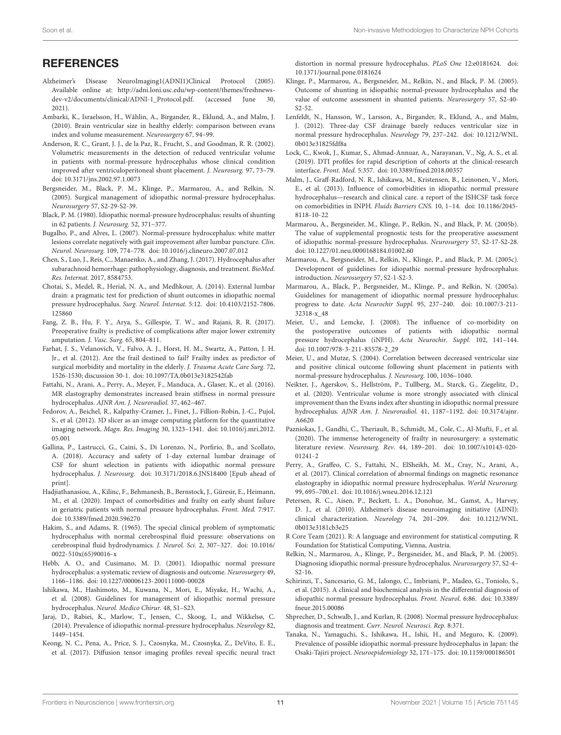## REFERENCES

Alzheimer's Disease NeuroImaging1(ADNI1)Clinical Protocol (2005). Available online at: http://adni.loni.usc.edu/wp-content/themes/freshnews-dev-v2/documents/clinical/ADNI-1_Protocol.pdf. (accessed June 30, 2021).

Ambarki, K., Israelsson, H., Wåhlin, A., Birgander, R., Eklund, A., and Malm, J. (2010). Brain ventricular size in healthy elderly: comparison between evans index and volume measurement. *Neurosurgery* 67, 94–99.

Anderson, R. C., Grant, J. J., de la Paz, R., Frucht, S., and Goodman, R. R. (2002). Volumetric measurements in the detection of reduced ventricular volume in patients with normal-pressure hydrocephalus whose clinical condition improved after ventriculoperitoneal shunt placement. *J. Neurosurg.* 97, 73–79. doi: 10.3171/jns.2002.97.1.0073

Bergsneider, M., Black, P. M., Klinge, P., Marmarou, A., and Relkin, N. (2005). Surgical management of idiopathic normal-pressure hydrocephalus. *Neurosurgery* 57, S2-29-S2-39.

Black, P. M. (1980). Idiopathic normal-pressure hydrocephalus: results of shunting in 62 patients. *J. Neurosurg.* 52, 371–377.

Bugalho, P., and Alves, L. (2007). Normal-pressure hydrocephalus: white matter lesions correlate negatively with gait improvement after lumbar puncture. *Clin. Neurol. Neurosurg.* 109, 774–778. doi: 10.1016/j.clineuro.2007.07.012

Chen, S., Luo, J., Reis, C., Manaenko, A., and Zhang, J. (2017). Hydrocephalus after subarachnoid hemorrhage: pathophysiology, diagnosis, and treatment. *BioMed. Res. Internat.* 2017, 8584753.

Chotai, S., Medel, R., Herial, N. A., and Medhkour, A. (2014). External lumbar drain: a pragmatic test for prediction of shunt outcomes in idiopathic normal pressure hydrocephalus. *Surg. Neurol. Internat.* 5:12. doi: 10.4103/2152-7806.125860

Fang, Z. B., Hu, F. Y., Arya, S., Gillespie, T. W., and Rajani, R. R. (2017). Preoperative frailty is predictive of complications after major lower extremity amputation. *J. Vasc. Surg.* 65, 804–811.

Farhat, J. S., Velanovich, V., Falvo, A. J., Horst, H. M., Swartz, A., Patton, J. H. Jr., et al. (2012). Are the frail destined to fail? Frailty index as predictor of surgical morbidity and mortality in the elderly. *J. Trauma Acute Care Surg.* 72, 1526-1530; discussion 30-1. doi: 10.1097/TA.0b013e3182542fab

Fattahi, N., Arani, A., Perry, A., Meyer, F., Manduca, A., Glaser, K., et al. (2016). MR elastography demonstrates increased brain stiffness in normal pressure hydrocephalus. *AJNR Am. J. Neuroradiol.* 37, 462–467.

Fedorov, A., Beichel, R., Kalpathy-Cramer, J., Finet, J., Fillion-Robin, J.-C., Pujol, S., et al. (2012). 3D slicer as an image computing platform for the quantitative imaging network. *Magn. Res. Imaging* 30, 1323–1341. doi: 10.1016/j.mri.2012.05.001

Gallina, P., Lastrucci, G., Caini, S., Di Lorenzo, N., Porfirio, B., and Scollato, A. (2018). Accuracy and safety of 1-day external lumbar drainage of CSF for shunt selection in patients with idiopathic normal pressure hydrocephalus. *J. Neurosurg.* doi: 10.3171/2018.6.JNS18400 [Epub ahead of print].

Hadjiathanasiou, A., Kilinc, F., Behmanesh, B., Bernstock, J., Güresir, E., Heimann, M., et al. (2020). Impact of comorbidities and frailty on early shunt failure in geriatric patients with normal pressure hydrocephalus. *Front. Med.* 7:917. doi: 10.3389/fmed.2020.596270

Hakim, S., and Adams, R. (1965). The special clinical problem of symptomatic hydrocephalus with normal cerebrospinal fluid pressure: observations on cerebrospinal fluid hydrodynamics. *J. Neurol. Sci.* 2, 307–327. doi: 10.1016/0022-510x(65)90016-x

Hebb, A. O., and Cusimano, M. D. (2001). Idiopathic normal pressure hydrocephalus: a systematic review of diagnosis and outcome. *Neurosurgery* 49, 1166–1186. doi: 10.1227/00006123-200111000-00028

Ishikawa, M., Hashimoto, M., Kuwana, N., Mori, E., Miyake, H., Wachi, A., et al. (2008). Guidelines for management of idiopathic normal pressure hydrocephalus. *Neurol. Medico Chirur.* 48, S1–S23.

Jaraj, D., Rabiei, K., Marlow, T., Jensen, C., Skoog, I., and Wikkelsø, C. (2014). Prevalence of idiopathic normal-pressure hydrocephalus. *Neurology* 82, 1449–1454.

Keong, N. C., Pena, A., Price, S. J., Czosnyka, M., Czosnyka, Z., DeVito, E. E., et al. (2017). Diffusion tensor imaging profiles reveal specific neural tract distortion in normal pressure hydrocephalus. *PLoS One* 12:e0181624. doi: 10.1371/journal.pone.0181624

Klinge, P., Marmarou, A., Bergsneider, M., Relkin, N., and Black, P. M. (2005). Outcome of shunting in idiopathic normal-pressure hydrocephalus and the value of outcome assessment in shunted patients. *Neurosurgery* 57, S2-40-S2-52.

Lenfeldt, N., Hansson, W., Larsson, A., Birgander, R., Eklund, A., and Malm, J. (2012). Three-day CSF drainage barely reduces ventricular size in normal pressure hydrocephalus. *Neurology* 79, 237–242. doi: 10.1212/WNL.0b013e31825fdf8a

Lock, C., Kwok, J., Kumar, S., Ahmad-Annuar, A., Narayanan, V., Ng, A. S., et al. (2019). DTI profiles for rapid description of cohorts at the clinical-research interface. *Front. Med.* 5:357. doi: 10.3389/fmed.2018.00357

Malm, J., Graff-Radford, N. R., Ishikawa, M., Kristensen, B., Leinonen, V., Mori, E., et al. (2013). Influence of comorbidities in idiopathic normal pressure hydrocephalus—research and clinical care. a report of the ISHCSF task force on comorbidities in INPH. *Fluids Barriers CNS.* 10, 1–14. doi: 10.1186/2045-8118-10-22

Marmarou, A., Bergsneider, M., Klinge, P., Relkin, N., and Black, P. M. (2005b). The value of supplemental prognostic tests for the preoperative assessment of idiopathic normal-pressure hydrocephalus. *Neurosurgery* 57, S2-17-S2-28. doi: 10.1227/01.neu.0000168184.01002.60

Marmarou, A., Bergsneider, M., Relkin, N., Klinge, P., and Black, P. M. (2005c). Development of guidelines for idiopathic normal-pressure hydrocephalus: introduction. *Neurosurgery* 57, S2-1-S2-3.

Marmarou, A., Black, P., Bergsneider, M., Klinge, P., and Relkin, N. (2005a). Guidelines for management of idiopathic normal pressure hydrocephalus: progress to date. *Acta Neurochir Suppl.* 95, 237–240. doi: 10.1007/3-211-32318-x_48

Meier, U., and Lemcke, J. (2008). The influence of co-morbidity on the postoperative outcomes of patients with idiopathic normal pressure hydrocephalus (iNPH). *Acta Neurochir. Suppl.* 102, 141–144. doi: 10.1007/978-3-211-85578-2_29

Meier, U., and Mutze, S. (2004). Correlation between decreased ventricular size and positive clinical outcome following shunt placement in patients with normal-pressure hydrocephalus. *J. Neurosurg.* 100, 1036–1040.

Neikter, J., Agerskov, S., Hellström, P., Tullberg, M., Starck, G., Ziegelitz, D., et al. (2020). Ventricular volume is more strongly associated with clinical improvement than the Evans index after shunting in idiopathic normal pressure hydrocephalus. *AJNR Am. J. Neuroradiol.* 41, 1187–1192. doi: 10.3174/ajnr.A6620

Pazniokas, J., Gandhi, C., Theriault, B., Schmidt, M., Cole, C., Al-Mufti, F., et al. (2020). The immense heterogeneity of frailty in neurosurgery: a systematic literature review. *Neurosurg. Rev.* 44, 189–201. doi: 10.1007/s10143-020-01241-2

Perry, A., Graffeo, C. S., Fattahi, N., ElSheikh, M. M., Cray, N., Arani, A., et al. (2017). Clinical correlation of abnormal findings on magnetic resonance elastography in idiopathic normal pressure hydrocephalus. *World Neurosurg.* 99, 695–700.e1. doi: 10.1016/j.wneu.2016.12.121

Petersen, R. C., Aisen, P., Beckett, L. A., Donohue, M., Gamst, A., Harvey, D. J., et al. (2010). Alzheimer's disease neuroimaging initiative (ADNI): clinical characterization. *Neurology* 74, 201–209. doi: 10.1212/WNL.0b013e3181cb3e25

R Core Team (2021). R: A language and environment for statistical computing. R Foundation for Statistical Computing, Vienna, Austria.

Relkin, N., Marmarou, A., Klinge, P., Bergsneider, M., and Black, P. M. (2005). Diagnosing idiopathic normal-pressure hydrocephalus. *Neurosurgery* 57, S2-4–S2-16.

Schirinzi, T., Sancesario, G. M., Ialongo, C., Imbriani, P., Madeo, G., Toniolo, S., et al. (2015). A clinical and biochemical analysis in the differential diagnosis of idiopathic normal pressure hydrocephalus. *Front. Neurol.* 6:86. doi: 10.3389/fneur.2015.00086

Shprecher, D., Schwalb, J., and Kurlan, R. (2008). Normal pressure hydrocephalus: diagnosis and treatment. *Curr. Neurol. Neurosci. Rep.* 8:371.

Tanaka, N., Yamaguchi, S., Ishikawa, H., Ishii, H., and Meguro, K. (2009). Prevalence of possible idiopathic normal-pressure hydrocephalus in Japan: the Osaki-Tajiri project. *Neuroepidemiology* 32, 171–175. doi: 10.1159/000186501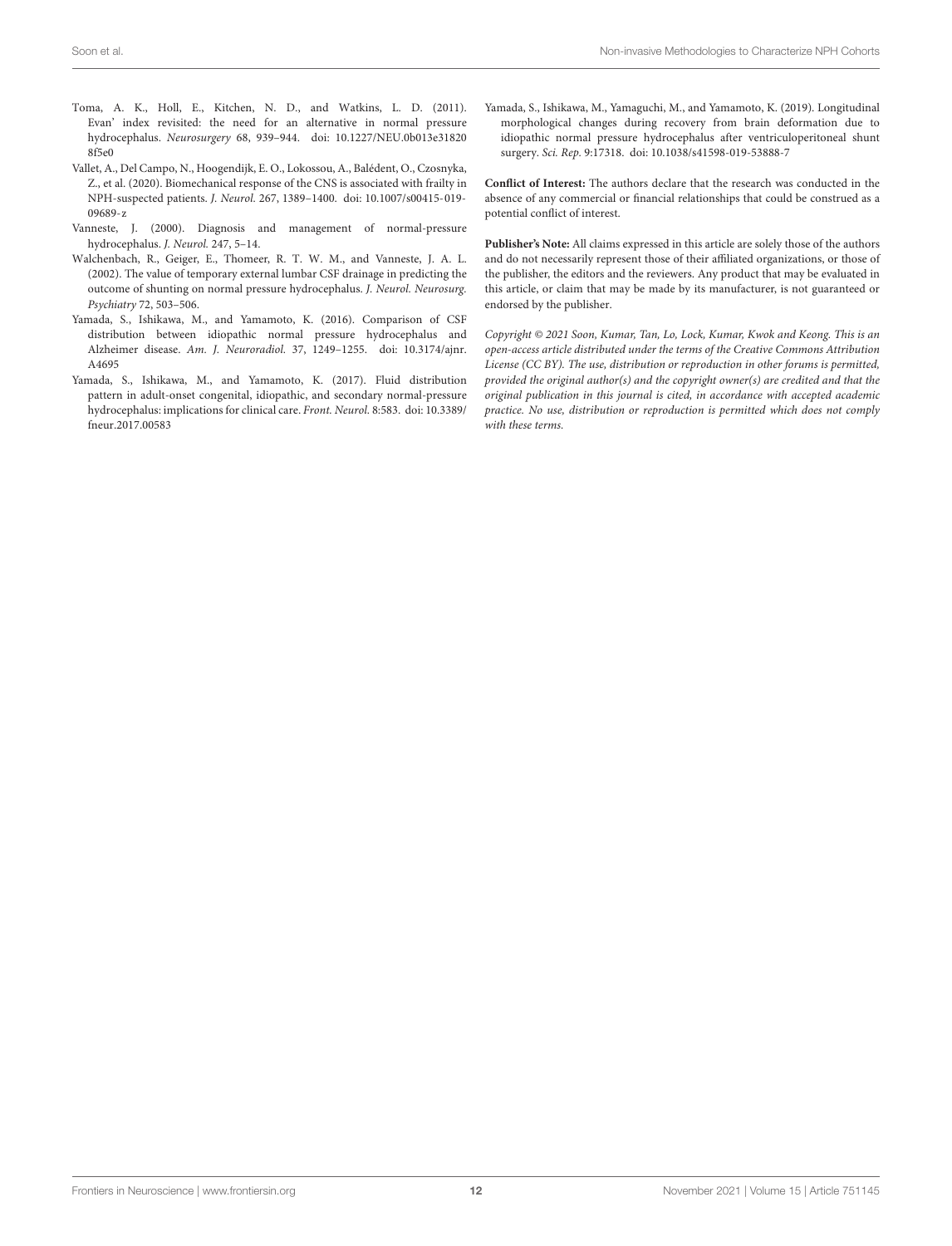Toma, A. K., Holl, E., Kitchen, N. D., and Watkins, L. D. (2011). Evan' index revisited: the need for an alternative in normal pressure hydrocephalus. *Neurosurgery* 68, 939–944. doi: 10.1227/NEU.0b013e318208f5e0

Vallet, A., Del Campo, N., Hoogendijk, E. O., Lokossou, A., Balédent, O., Czosnyka, Z., et al. (2020). Biomechanical response of the CNS is associated with frailty in NPH-suspected patients. *J. Neurol.* 267, 1389–1400. doi: 10.1007/s00415-019-09689-z

Vanneste, J. (2000). Diagnosis and management of normal-pressure hydrocephalus. *J. Neurol.* 247, 5–14.

Walchenbach, R., Geiger, E., Thomeer, R. T. W. M., and Vanneste, J. A. L. (2002). The value of temporary external lumbar CSF drainage in predicting the outcome of shunting on normal pressure hydrocephalus. *J. Neurol. Neurosurg. Psychiatry* 72, 503–506.

Yamada, S., Ishikawa, M., and Yamamoto, K. (2016). Comparison of CSF distribution between idiopathic normal pressure hydrocephalus and Alzheimer disease. *Am. J. Neuroradiol.* 37, 1249–1255. doi: 10.3174/ajnr.A4695

Yamada, S., Ishikawa, M., and Yamamoto, K. (2017). Fluid distribution pattern in adult-onset congenital, idiopathic, and secondary normal-pressure hydrocephalus: implications for clinical care. *Front. Neurol.* 8:583. doi: 10.3389/fneur.2017.00583

Yamada, S., Ishikawa, M., Yamaguchi, M., and Yamamoto, K. (2019). Longitudinal morphological changes during recovery from brain deformation due to idiopathic normal pressure hydrocephalus after ventriculoperitoneal shunt surgery. *Sci. Rep.* 9:17318. doi: 10.1038/s41598-019-53888-7

**Conflict of Interest:** The authors declare that the research was conducted in the absence of any commercial or financial relationships that could be construed as a potential conflict of interest.

**Publisher's Note:** All claims expressed in this article are solely those of the authors and do not necessarily represent those of their affiliated organizations, or those of the publisher, the editors and the reviewers. Any product that may be evaluated in this article, or claim that may be made by its manufacturer, is not guaranteed or endorsed by the publisher.

*Copyright © 2021 Soon, Kumar, Tan, Lo, Lock, Kumar, Kwok and Keong. This is an open-access article distributed under the terms of the Creative Commons Attribution License (CC BY). The use, distribution or reproduction in other forums is permitted, provided the original author(s) and the copyright owner(s) are credited and that the original publication in this journal is cited, in accordance with accepted academic practice. No use, distribution or reproduction is permitted which does not comply with these terms.*